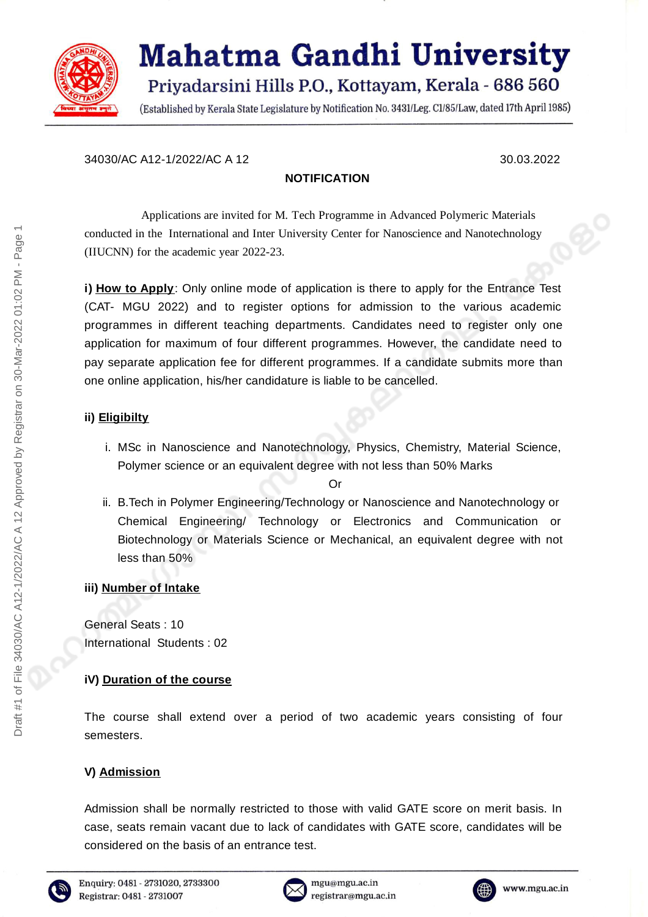# Mahatma Gandhi University

Priyadarsini Hills P.O., Kottayam, Kerala - 686 560

(Established by Kerala State Legislature by Notification No. 3431/Leg. C1/85/Law, dated 17th April 1985)

34030/AC A12-1/2022/AC A 12 30.03.2022

## NOTIFICATION

Applications are invited for M. Tech Programme in Advanced Polymeric Materials conducted in the International and Inter University Center for Nanoscience and Nanotechnology (IIUCNN) for the academic year 2022-23.

**i) How to Apply**: Only online mode of application is there to apply for the Entrance Test (CAT- MGU 2022) and to register options for admission to the various academic programmes in different teaching departments. Candidates need to register only one application for maximum of four different programmes. However, the candidate need to pay separate application fee for different programmes. If a candidate submits more than one online application, his/her candidature is liable to be cancelled.

**ii) Eligibilty**

i. MSc in Nanoscience and Nanotechnology, Physics, Chemistry, Material Science, Polymer science or an equivalent degree with not less than 50% Marks

Or

ii. B.Tech in Polymer Engineering/Technology or Nanoscience and Nanotechnology or Chemical Engineering/ Technology or Electronics and Communication or Biotechnology or Materials Science or Mechanical, an equivalent degree with not less than 50%

**iii) Number of Intake**

General Seats : 10
International Students : 02

**iV) Duration of the course**

The course shall extend over a period of two academic years consisting of four semesters.

**V) Admission**

Admission shall be normally restricted to those with valid GATE score on merit basis. In case, seats remain vacant due to lack of candidates with GATE score, candidates will be considered on the basis of an entrance test.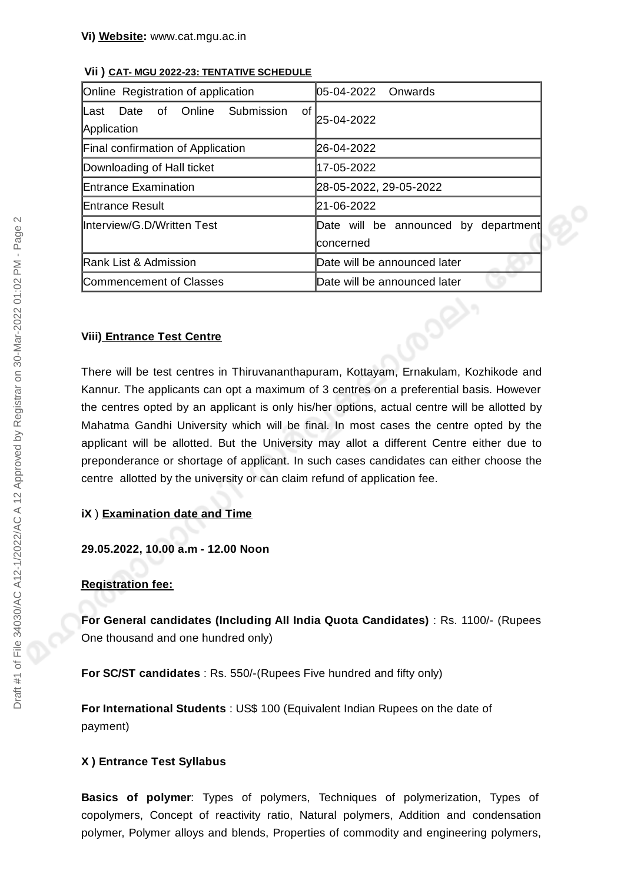**Vi) Website:** www.cat.mgu.ac.in

**Vii ) CAT- MGU 2022-23: TENTATIVE SCHEDULE**

| Online Registration of application | 05-04-2022 Onwards |
|---|---|
| Last Date of Online Submission of Application | 25-04-2022 |
| Final confirmation of Application | 26-04-2022 |
| Downloading of Hall ticket | 17-05-2022 |
| Entrance Examination | 28-05-2022, 29-05-2022 |
| Entrance Result | 21-06-2022 |
| Interview/G.D/Written Test | Date will be announced by department concerned |
| Rank List & Admission | Date will be announced later |
| Commencement of Classes | Date will be announced later |

**Viii) Entrance Test Centre**

There will be test centres in Thiruvananthapuram, Kottayam, Ernakulam, Kozhikode and Kannur. The applicants can opt a maximum of 3 centres on a preferential basis. However the centres opted by an applicant is only his/her options, actual centre will be allotted by Mahatma Gandhi University which will be final. In most cases the centre opted by the applicant will be allotted. But the University may allot a different Centre either due to preponderance or shortage of applicant. In such cases candidates can either choose the centre allotted by the university or can claim refund of application fee.

**iX ) Examination date and Time**

**29.05.2022, 10.00 a.m - 12.00 Noon**

**Registration fee:**

**For General candidates (Including All India Quota Candidates)** : Rs. 1100/- (Rupees One thousand and one hundred only)

**For SC/ST candidates** : Rs. 550/-(Rupees Five hundred and fifty only)

**For International Students** : US$ 100 (Equivalent Indian Rupees on the date of payment)

**X ) Entrance Test Syllabus**

**Basics of polymer**: Types of polymers, Techniques of polymerization, Types of copolymers, Concept of reactivity ratio, Natural polymers, Addition and condensation polymer, Polymer alloys and blends, Properties of commodity and engineering polymers,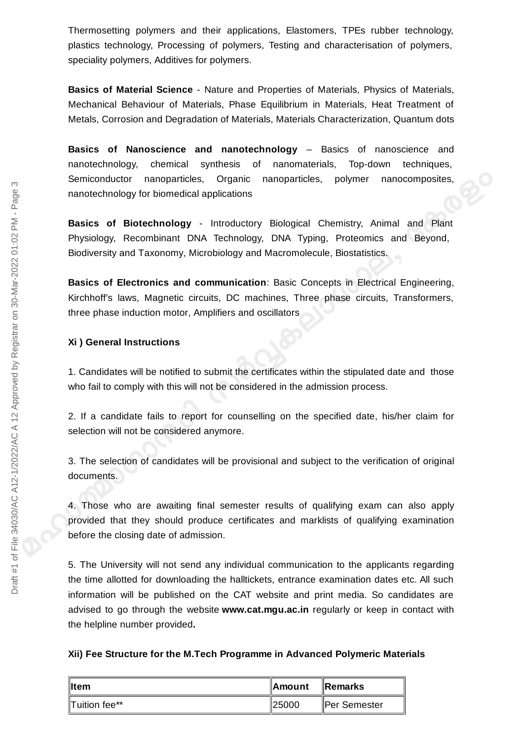Thermosetting polymers and their applications, Elastomers, TPEs rubber technology, plastics technology, Processing of polymers, Testing and characterisation of polymers, speciality polymers, Additives for polymers.

**Basics of Material Science** - Nature and Properties of Materials, Physics of Materials, Mechanical Behaviour of Materials, Phase Equilibrium in Materials, Heat Treatment of Metals, Corrosion and Degradation of Materials, Materials Characterization, Quantum dots

**Basics of Nanoscience and nanotechnology** – Basics of nanoscience and nanotechnology, chemical synthesis of nanomaterials, Top-down techniques, Semiconductor nanoparticles, Organic nanoparticles, polymer nanocomposites, nanotechnology for biomedical applications

**Basics of Biotechnology** - Introductory Biological Chemistry, Animal and Plant Physiology, Recombinant DNA Technology, DNA Typing, Proteomics and Beyond, Biodiversity and Taxonomy, Microbiology and Macromolecule, Biostatistics.

**Basics of Electronics and communication**: Basic Concepts in Electrical Engineering, Kirchhoff's laws, Magnetic circuits, DC machines, Three phase circuits, Transformers, three phase induction motor, Amplifiers and oscillators

**Xi ) General Instructions**

1. Candidates will be notified to submit the certificates within the stipulated date and those who fail to comply with this will not be considered in the admission process.

2. If a candidate fails to report for counselling on the specified date, his/her claim for selection will not be considered anymore.

3. The selection of candidates will be provisional and subject to the verification of original documents.

4. Those who are awaiting final semester results of qualifying exam can also apply provided that they should produce certificates and marklists of qualifying examination before the closing date of admission.

5. The University will not send any individual communication to the applicants regarding the time allotted for downloading the halltickets, entrance examination dates etc. All such information will be published on the CAT website and print media. So candidates are advised to go through the website **www.cat.mgu.ac.in** regularly or keep in contact with the helpline number provided**.**

**Xii) Fee Structure for the M.Tech Programme in Advanced Polymeric Materials**

| **Item** | **Amount** | **Remarks** |
|---|---|---|
| Tuition fee** | 25000 | Per Semester |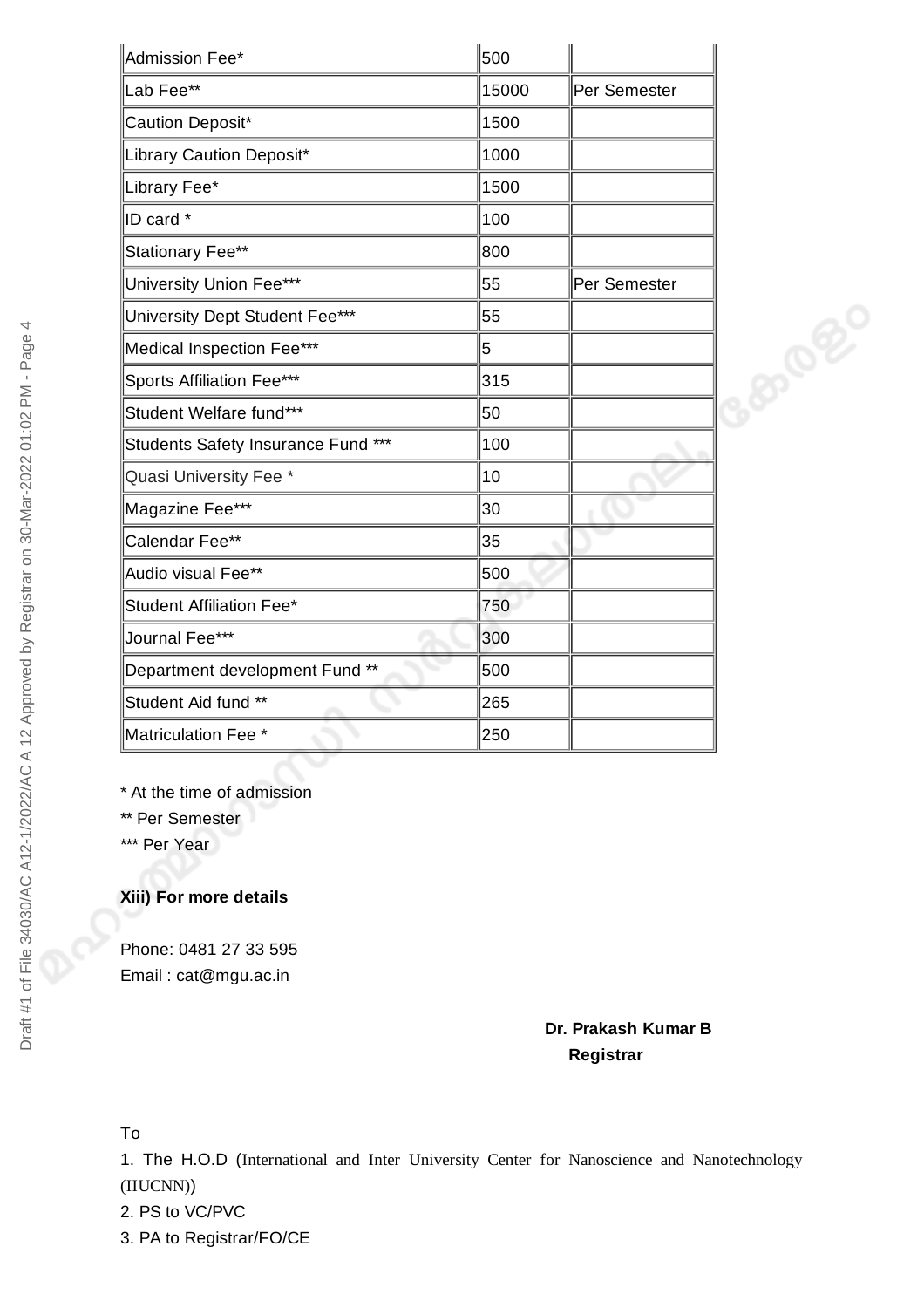| | | |
|---|---|---|
| Admission Fee* | 500 | |
| Lab Fee** | 15000 | Per Semester |
| Caution Deposit* | 1500 | |
| Library Caution Deposit* | 1000 | |
| Library Fee* | 1500 | |
| ID card * | 100 | |
| Stationary Fee** | 800 | |
| University Union Fee*** | 55 | Per Semester |
| University Dept Student Fee*** | 55 | |
| Medical Inspection Fee*** | 5 | |
| Sports Affiliation Fee*** | 315 | |
| Student Welfare fund*** | 50 | |
| Students Safety Insurance Fund *** | 100 | |
| Quasi University Fee * | 10 | |
| Magazine Fee*** | 30 | |
| Calendar Fee** | 35 | |
| Audio visual Fee** | 500 | |
| Student Affiliation Fee* | 750 | |
| Journal Fee*** | 300 | |
| Department development Fund ** | 500 | |
| Student Aid fund ** | 265 | |
| Matriculation Fee * | 250 | |

* At the time of admission
** Per Semester
*** Per Year

**Xiii) For more details**

Phone: 0481 27 33 595
Email : cat@mgu.ac.in

**Dr. Prakash Kumar B**
**Registrar**

To

1. The H.O.D (International and Inter University Center for Nanoscience and Nanotechnology (IIUCNN))
2. PS to VC/PVC
3. PA to Registrar/FO/CE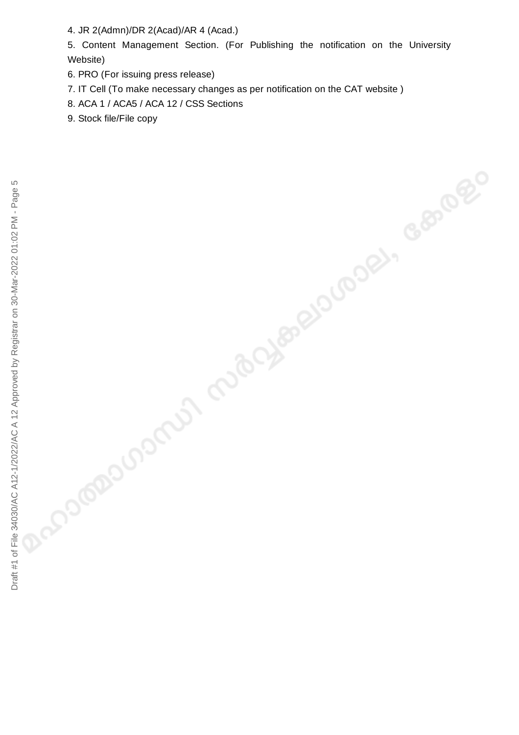4. JR 2(Admn)/DR 2(Acad)/AR 4 (Acad.)

5. Content Management Section. (For Publishing the notification on the University Website)

6. PRO (For issuing press release)

7. IT Cell (To make necessary changes as per notification on the CAT website )

8. ACA 1 / ACA5 / ACA 12 / CSS Sections

9. Stock file/File copy